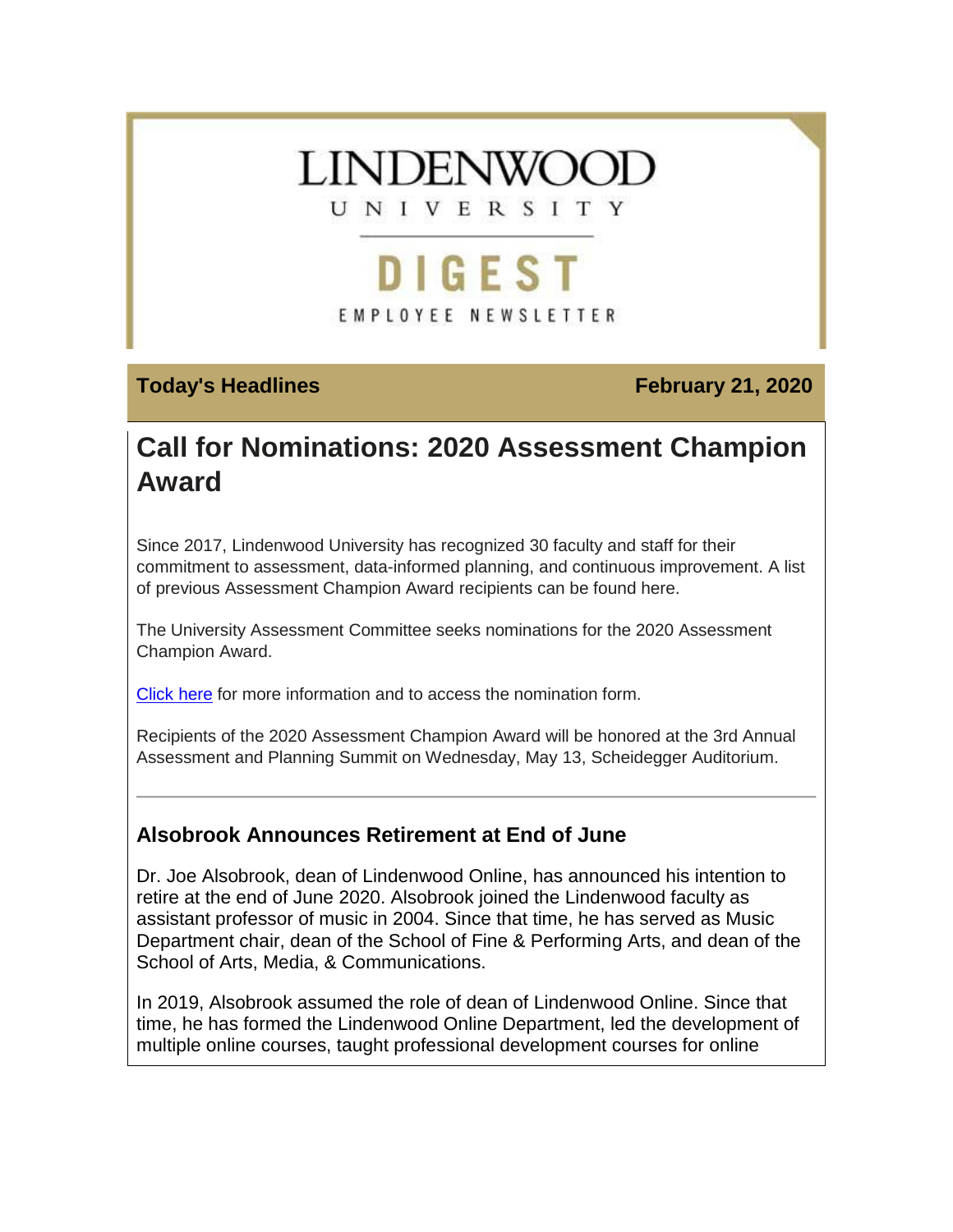# LINDENWOOD UNIVERSITY

## DIGEST

EMPLOYEE NEWSLETTER

**Today's Headlines** **February 21, 2020**

## Call for Nominations: 2020 Assessment Champion Award

Since 2017, Lindenwood University has recognized 30 faculty and staff for their commitment to assessment, data-informed planning, and continuous improvement. A list of previous Assessment Champion Award recipients can be found here.

The University Assessment Committee seeks nominations for the 2020 Assessment Champion Award.

Click here for more information and to access the nomination form.

Recipients of the 2020 Assessment Champion Award will be honored at the 3rd Annual Assessment and Planning Summit on Wednesday, May 13, Scheidegger Auditorium.

---

### Alsobrook Announces Retirement at End of June

Dr. Joe Alsobrook, dean of Lindenwood Online, has announced his intention to retire at the end of June 2020. Alsobrook joined the Lindenwood faculty as assistant professor of music in 2004. Since that time, he has served as Music Department chair, dean of the School of Fine & Performing Arts, and dean of the School of Arts, Media, & Communications.

In 2019, Alsobrook assumed the role of dean of Lindenwood Online. Since that time, he has formed the Lindenwood Online Department, led the development of multiple online courses, taught professional development courses for online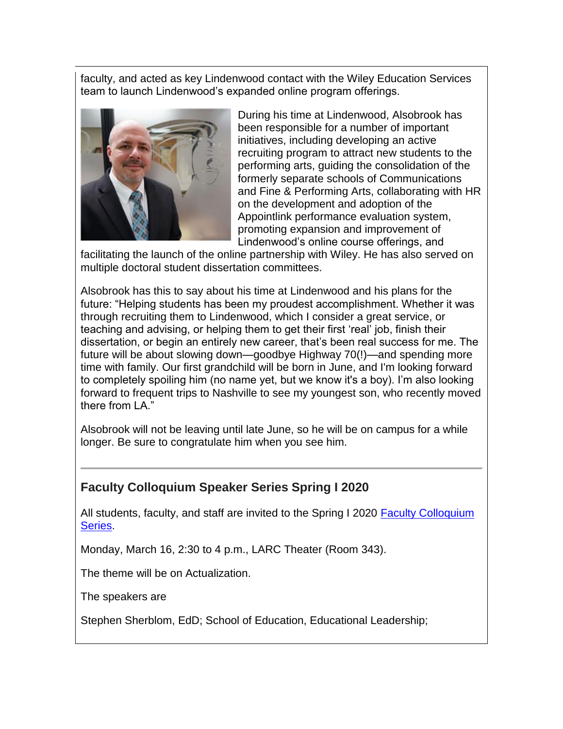faculty, and acted as key Lindenwood contact with the Wiley Education Services team to launch Lindenwood's expanded online program offerings.

During his time at Lindenwood, Alsobrook has been responsible for a number of important initiatives, including developing an active recruiting program to attract new students to the performing arts, guiding the consolidation of the formerly separate schools of Communications and Fine & Performing Arts, collaborating with HR on the development and adoption of the Appointlink performance evaluation system, promoting expansion and improvement of Lindenwood's online course offerings, and facilitating the launch of the online partnership with Wiley. He has also served on multiple doctoral student dissertation committees.

Alsobrook has this to say about his time at Lindenwood and his plans for the future: "Helping students has been my proudest accomplishment. Whether it was through recruiting them to Lindenwood, which I consider a great service, or teaching and advising, or helping them to get their first 'real' job, finish their dissertation, or begin an entirely new career, that's been real success for me. The future will be about slowing down—goodbye Highway 70(!)—and spending more time with family. Our first grandchild will be born in June, and I'm looking forward to completely spoiling him (no name yet, but we know it's a boy). I'm also looking forward to frequent trips to Nashville to see my youngest son, who recently moved there from LA."

Alsobrook will not be leaving until late June, so he will be on campus for a while longer. Be sure to congratulate him when you see him.

---

### Faculty Colloquium Speaker Series Spring I 2020

All students, faculty, and staff are invited to the Spring I 2020 Faculty Colloquium Series.

Monday, March 16, 2:30 to 4 p.m., LARC Theater (Room 343).

The theme will be on Actualization.

The speakers are

Stephen Sherblom, EdD; School of Education, Educational Leadership;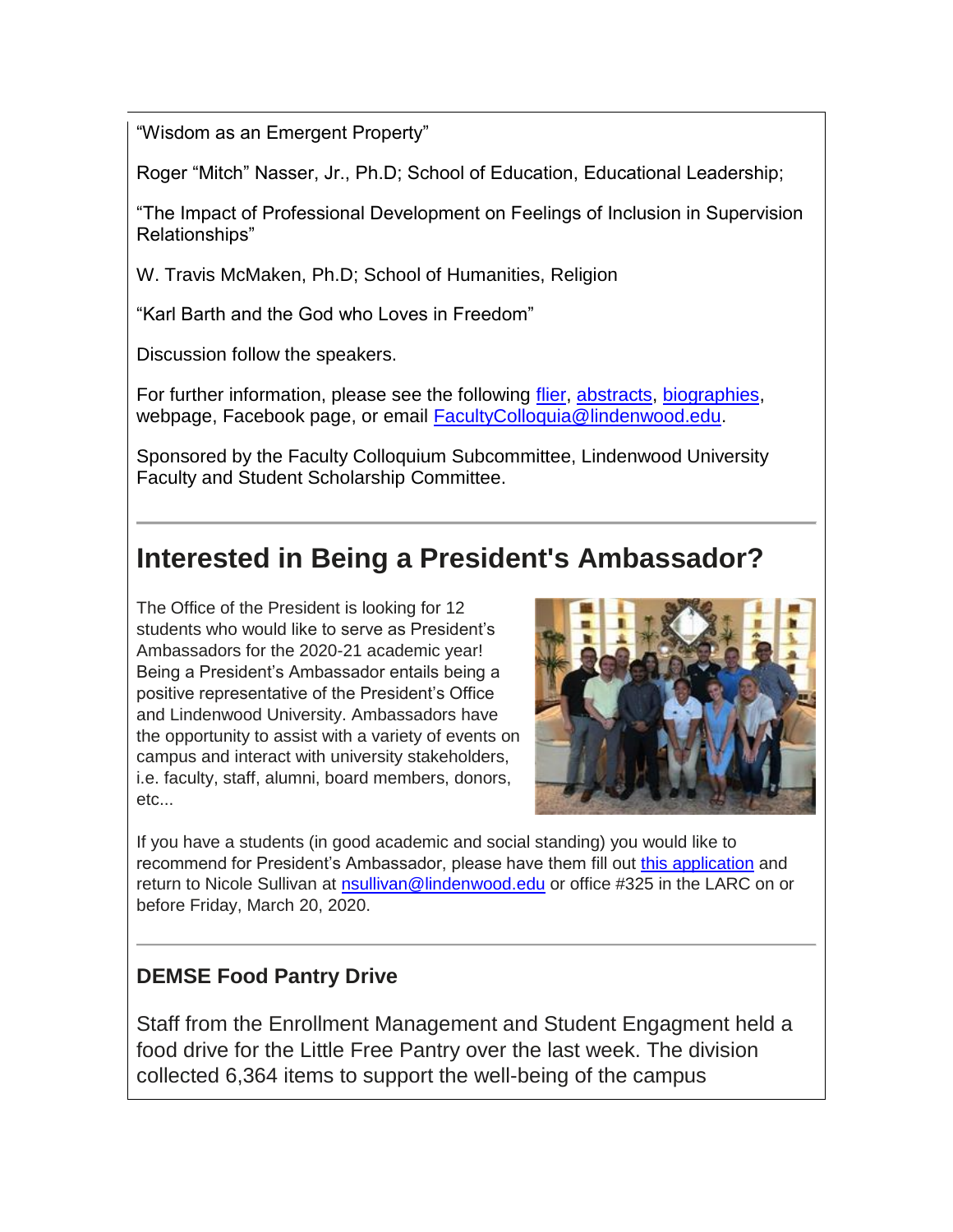"Wisdom as an Emergent Property"

Roger "Mitch" Nasser, Jr., Ph.D; School of Education, Educational Leadership;

"The Impact of Professional Development on Feelings of Inclusion in Supervision Relationships"

W. Travis McMaken, Ph.D; School of Humanities, Religion

"Karl Barth and the God who Loves in Freedom"

Discussion follow the speakers.

For further information, please see the following flier, abstracts, biographies, webpage, Facebook page, or email FacultyColloquia@lindenwood.edu.

Sponsored by the Faculty Colloquium Subcommittee, Lindenwood University Faculty and Student Scholarship Committee.

---

## Interested in Being a President's Ambassador?

The Office of the President is looking for 12 students who would like to serve as President's Ambassadors for the 2020-21 academic year! Being a President's Ambassador entails being a positive representative of the President's Office and Lindenwood University. Ambassadors have the opportunity to assist with a variety of events on campus and interact with university stakeholders, i.e. faculty, staff, alumni, board members, donors, etc...

If you have a students (in good academic and social standing) you would like to recommend for President's Ambassador, please have them fill out this application and return to Nicole Sullivan at nsullivan@lindenwood.edu or office #325 in the LARC on or before Friday, March 20, 2020.

---

### DEMSE Food Pantry Drive

Staff from the Enrollment Management and Student Engagment held a food drive for the Little Free Pantry over the last week. The division collected 6,364 items to support the well-being of the campus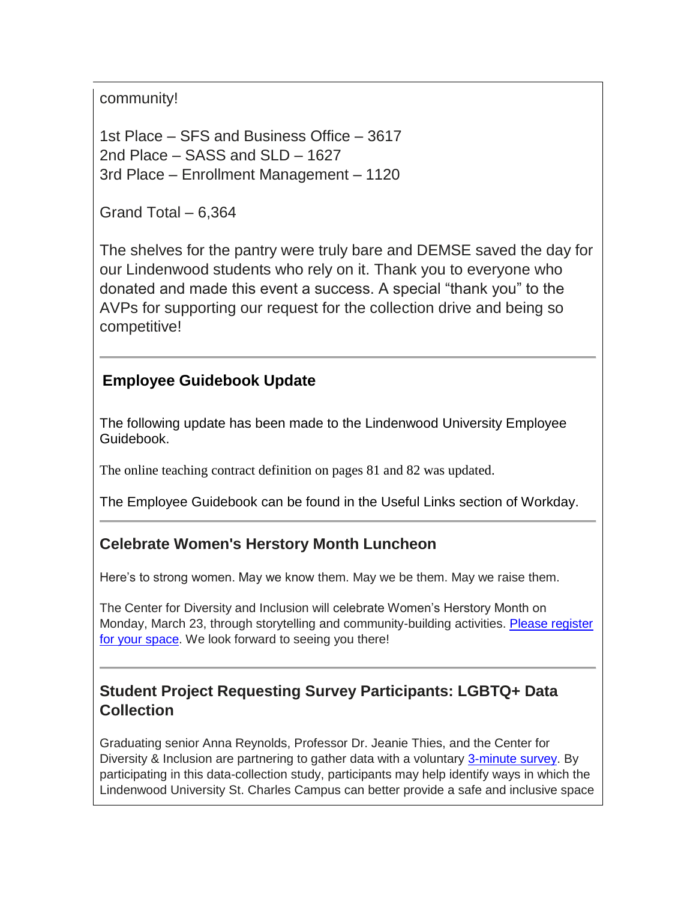community!

1st Place – SFS and Business Office – 3617
2nd Place – SASS and SLD – 1627
3rd Place – Enrollment Management – 1120

Grand Total – 6,364

The shelves for the pantry were truly bare and DEMSE saved the day for our Lindenwood students who rely on it. Thank you to everyone who donated and made this event a success. A special "thank you" to the AVPs for supporting our request for the collection drive and being so competitive!

---

## Employee Guidebook Update

The following update has been made to the Lindenwood University Employee Guidebook.

The online teaching contract definition on pages 81 and 82 was updated.

The Employee Guidebook can be found in the Useful Links section of Workday.

---

## Celebrate Women's Herstory Month Luncheon

Here's to strong women. May we know them. May we be them. May we raise them.

The Center for Diversity and Inclusion will celebrate Women's Herstory Month on Monday, March 23, through storytelling and community-building activities. Please register for your space. We look forward to seeing you there!

---

## Student Project Requesting Survey Participants: LGBTQ+ Data Collection

Graduating senior Anna Reynolds, Professor Dr. Jeanie Thies, and the Center for Diversity & Inclusion are partnering to gather data with a voluntary 3-minute survey. By participating in this data-collection study, participants may help identify ways in which the Lindenwood University St. Charles Campus can better provide a safe and inclusive space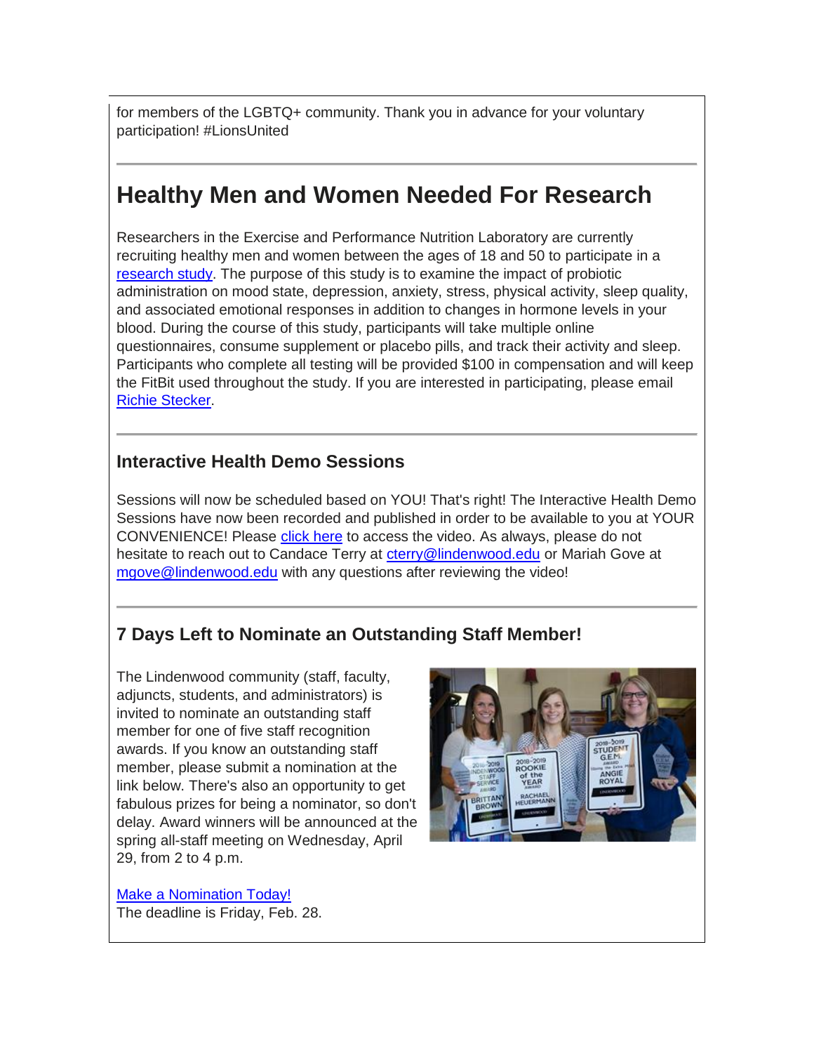for members of the LGBTQ+ community. Thank you in advance for your voluntary participation! #LionsUnited

---

# Healthy Men and Women Needed For Research

Researchers in the Exercise and Performance Nutrition Laboratory are currently recruiting healthy men and women between the ages of 18 and 50 to participate in a research study. The purpose of this study is to examine the impact of probiotic administration on mood state, depression, anxiety, stress, physical activity, sleep quality, and associated emotional responses in addition to changes in hormone levels in your blood. During the course of this study, participants will take multiple online questionnaires, consume supplement or placebo pills, and track their activity and sleep. Participants who complete all testing will be provided $100 in compensation and will keep the FitBit used throughout the study. If you are interested in participating, please email Richie Stecker.

---

### Interactive Health Demo Sessions

Sessions will now be scheduled based on YOU! That's right! The Interactive Health Demo Sessions have now been recorded and published in order to be available to you at YOUR CONVENIENCE! Please click here to access the video. As always, please do not hesitate to reach out to Candace Terry at cterry@lindenwood.edu or Mariah Gove at mgove@lindenwood.edu with any questions after reviewing the video!

---

### 7 Days Left to Nominate an Outstanding Staff Member!

The Lindenwood community (staff, faculty, adjuncts, students, and administrators) is invited to nominate an outstanding staff member for one of five staff recognition awards. If you know an outstanding staff member, please submit a nomination at the link below. There's also an opportunity to get fabulous prizes for being a nominator, so don't delay. Award winners will be announced at the spring all-staff meeting on Wednesday, April 29, from 2 to 4 p.m.

Make a Nomination Today!
The deadline is Friday, Feb. 28.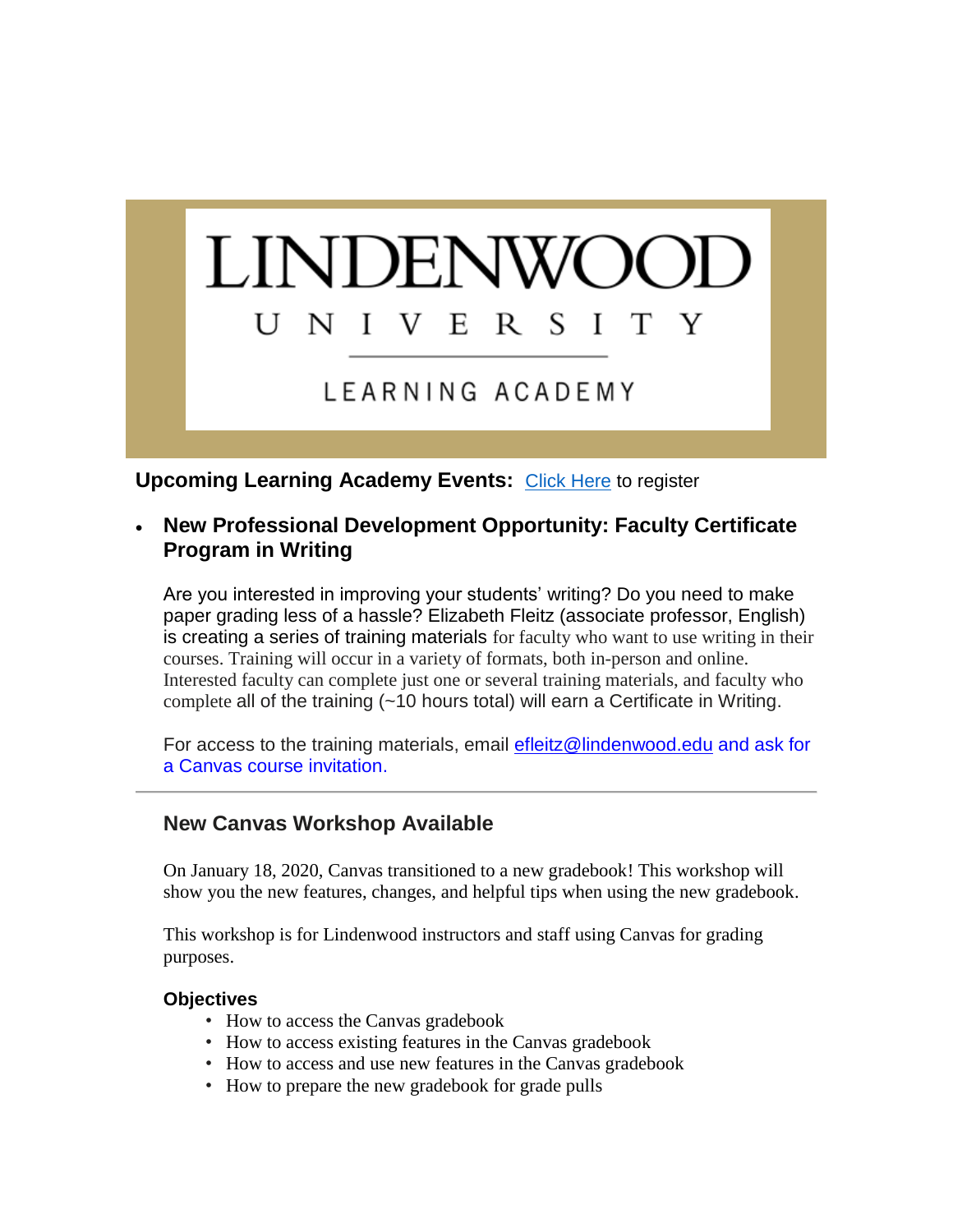LINDENWOOD

UNIVERSITY

LEARNING ACADEMY

**Upcoming Learning Academy Events:** Click Here to register

- **New Professional Development Opportunity: Faculty Certificate Program in Writing**

  Are you interested in improving your students' writing? Do you need to make paper grading less of a hassle? Elizabeth Fleitz (associate professor, English) is creating a series of training materials for faculty who want to use writing in their courses. Training will occur in a variety of formats, both in-person and online. Interested faculty can complete just one or several training materials, and faculty who complete all of the training (~10 hours total) will earn a Certificate in Writing.

  For access to the training materials, email efleitz@lindenwood.edu and ask for a Canvas course invitation.

---

### New Canvas Workshop Available

On January 18, 2020, Canvas transitioned to a new gradebook! This workshop will show you the new features, changes, and helpful tips when using the new gradebook.

This workshop is for Lindenwood instructors and staff using Canvas for grading purposes.

**Objectives**

- How to access the Canvas gradebook
- How to access existing features in the Canvas gradebook
- How to access and use new features in the Canvas gradebook
- How to prepare the new gradebook for grade pulls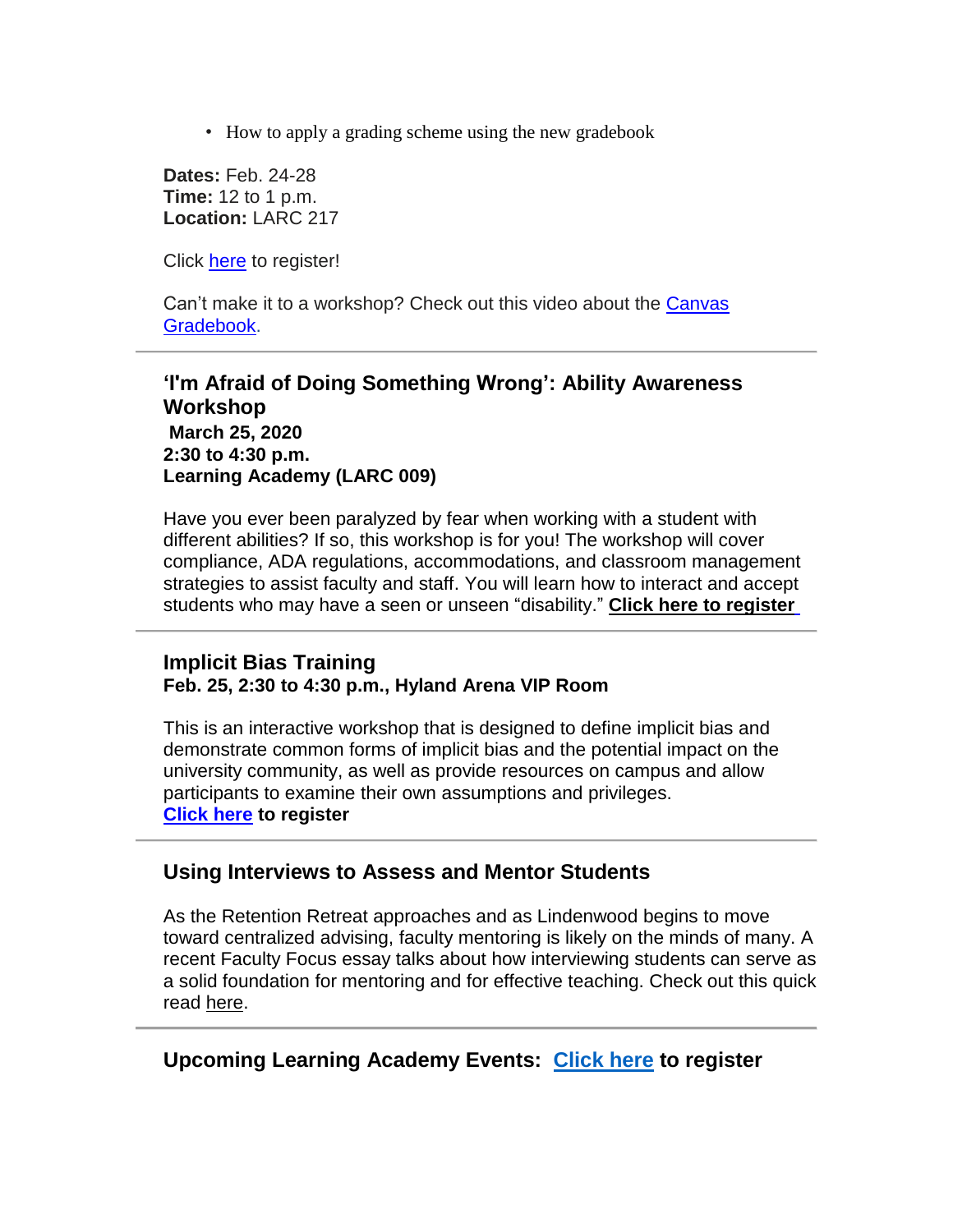- How to apply a grading scheme using the new gradebook

**Dates:** Feb. 24-28
**Time:** 12 to 1 p.m.
**Location:** LARC 217

Click here to register!

Can't make it to a workshop? Check out this video about the Canvas Gradebook.

---

### 'I'm Afraid of Doing Something Wrong': Ability Awareness Workshop

**March 25, 2020**
**2:30 to 4:30 p.m.**
**Learning Academy (LARC 009)**

Have you ever been paralyzed by fear when working with a student with different abilities? If so, this workshop is for you! The workshop will cover compliance, ADA regulations, accommodations, and classroom management strategies to assist faculty and staff. You will learn how to interact and accept students who may have a seen or unseen "disability." **Click here to register**

---

### Implicit Bias Training

**Feb. 25, 2:30 to 4:30 p.m., Hyland Arena VIP Room**

This is an interactive workshop that is designed to define implicit bias and demonstrate common forms of implicit bias and the potential impact on the university community, as well as provide resources on campus and allow participants to examine their own assumptions and privileges.
**Click here to register**

---

### Using Interviews to Assess and Mentor Students

As the Retention Retreat approaches and as Lindenwood begins to move toward centralized advising, faculty mentoring is likely on the minds of many. A recent Faculty Focus essay talks about how interviewing students can serve as a solid foundation for mentoring and for effective teaching. Check out this quick read here.

---

### Upcoming Learning Academy Events: Click here to register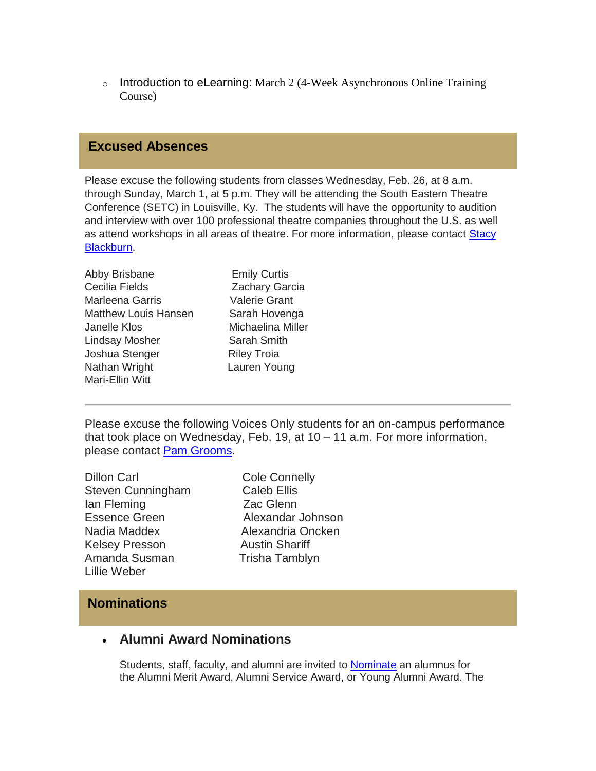- Introduction to eLearning: March 2 (4-Week Asynchronous Online Training Course)

## Excused Absences

Please excuse the following students from classes Wednesday, Feb. 26, at 8 a.m. through Sunday, March 1, at 5 p.m. They will be attending the South Eastern Theatre Conference (SETC) in Louisville, Ky. The students will have the opportunity to audition and interview with over 100 professional theatre companies throughout the U.S. as well as attend workshops in all areas of theatre. For more information, please contact Stacy Blackburn.

Abby Brisbane
Emily Curtis
Cecilia Fields
Zachary Garcia
Marleena Garris
Valerie Grant
Matthew Louis Hansen
Sarah Hovenga
Janelle Klos
Michaelina Miller
Lindsay Mosher
Sarah Smith
Joshua Stenger
Riley Troia
Nathan Wright
Lauren Young
Mari-Ellin Witt

---

Please excuse the following Voices Only students for an on-campus performance that took place on Wednesday, Feb. 19, at 10 – 11 a.m. For more information, please contact Pam Grooms.

Dillon Carl
Cole Connelly
Steven Cunningham
Caleb Ellis
Ian Fleming
Zac Glenn
Essence Green
Alexandar Johnson
Nadia Maddex
Alexandria Oncken
Kelsey Presson
Austin Shariff
Amanda Susman
Trisha Tamblyn
Lillie Weber

## Nominations

- **Alumni Award Nominations**

  Students, staff, faculty, and alumni are invited to Nominate an alumnus for the Alumni Merit Award, Alumni Service Award, or Young Alumni Award. The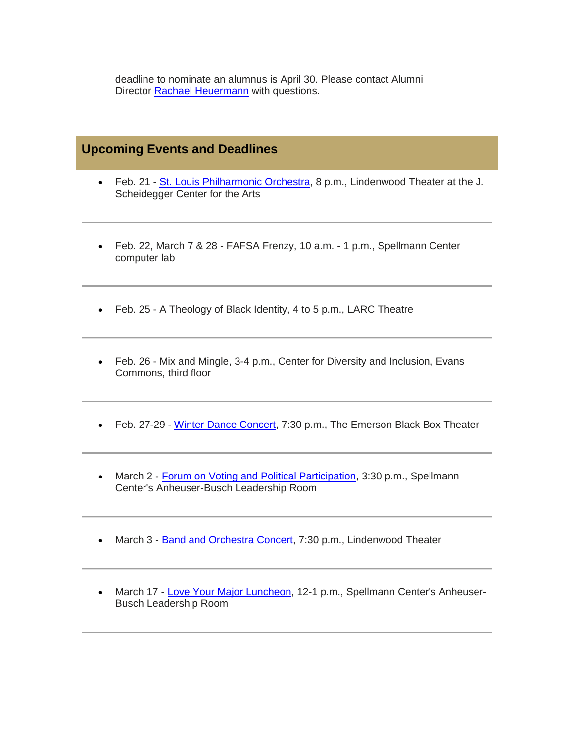deadline to nominate an alumnus is April 30. Please contact Alumni Director Rachael Heuermann with questions.

## Upcoming Events and Deadlines

- Feb. 21 - St. Louis Philharmonic Orchestra, 8 p.m., Lindenwood Theater at the J. Scheidegger Center for the Arts

---

- Feb. 22, March 7 & 28 - FAFSA Frenzy, 10 a.m. - 1 p.m., Spellmann Center computer lab

---

- Feb. 25 - A Theology of Black Identity, 4 to 5 p.m., LARC Theatre

---

- Feb. 26 - Mix and Mingle, 3-4 p.m., Center for Diversity and Inclusion, Evans Commons, third floor

---

- Feb. 27-29 - Winter Dance Concert, 7:30 p.m., The Emerson Black Box Theater

---

- March 2 - Forum on Voting and Political Participation, 3:30 p.m., Spellmann Center's Anheuser-Busch Leadership Room

---

- March 3 - Band and Orchestra Concert, 7:30 p.m., Lindenwood Theater

---

- March 17 - Love Your Major Luncheon, 12-1 p.m., Spellmann Center's Anheuser-Busch Leadership Room

---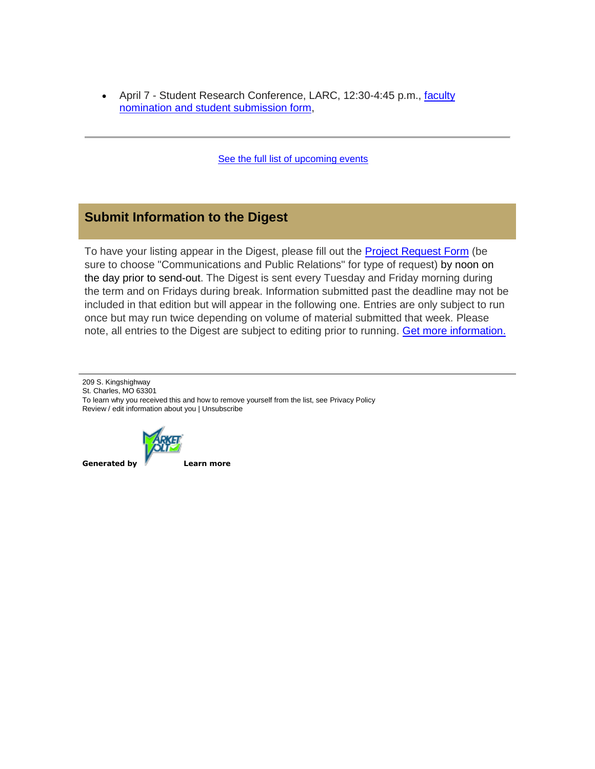- April 7 - Student Research Conference, LARC, 12:30-4:45 p.m., faculty nomination and student submission form,

---

See the full list of upcoming events

## Submit Information to the Digest

To have your listing appear in the Digest, please fill out the Project Request Form (be sure to choose "Communications and Public Relations" for type of request) by noon on the day prior to send-out. The Digest is sent every Tuesday and Friday morning during the term and on Fridays during break. Information submitted past the deadline may not be included in that edition but will appear in the following one. Entries are only subject to run once but may run twice depending on volume of material submitted that week. Please note, all entries to the Digest are subject to editing prior to running. Get more information.

---

209 S. Kingshighway
St. Charles, MO 63301
To learn why you received this and how to remove yourself from the list, see Privacy Policy
Review / edit information about you | Unsubscribe

**Generated by** **Learn more**